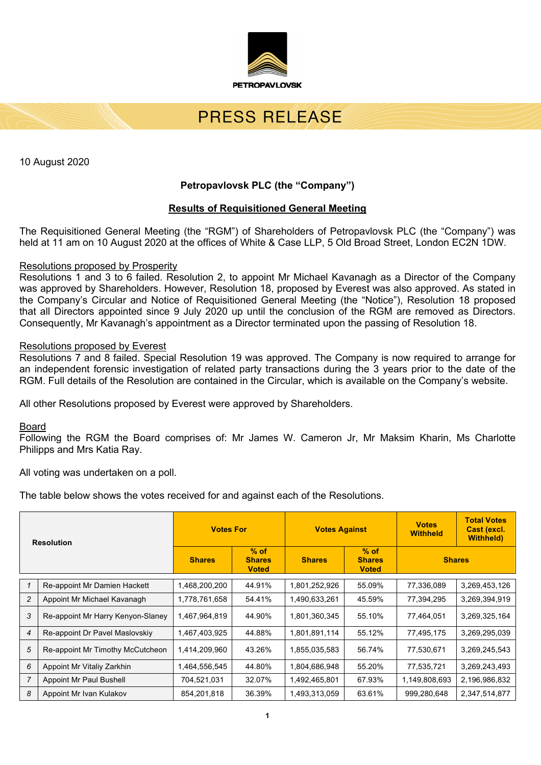PETROPAVLOVSK

# PRESS RELEASE

10 August 2020

**Petropavlovsk PLC (the "Company")**

**Results of Requisitioned General Meeting**

The Requisitioned General Meeting (the "RGM") of Shareholders of Petropavlovsk PLC (the "Company") was held at 11 am on 10 August 2020 at the offices of White & Case LLP, 5 Old Broad Street, London EC2N 1DW.

Resolutions proposed by Prosperity

Resolutions 1 and 3 to 6 failed. Resolution 2, to appoint Mr Michael Kavanagh as a Director of the Company was approved by Shareholders. However, Resolution 18, proposed by Everest was also approved. As stated in the Company's Circular and Notice of Requisitioned General Meeting (the "Notice"), Resolution 18 proposed that all Directors appointed since 9 July 2020 up until the conclusion of the RGM are removed as Directors. Consequently, Mr Kavanagh's appointment as a Director terminated upon the passing of Resolution 18.

Resolutions proposed by Everest

Resolutions 7 and 8 failed. Special Resolution 19 was approved. The Company is now required to arrange for an independent forensic investigation of related party transactions during the 3 years prior to the date of the RGM. Full details of the Resolution are contained in the Circular, which is available on the Company's website.

All other Resolutions proposed by Everest were approved by Shareholders.

Board

Following the RGM the Board comprises of: Mr James W. Cameron Jr, Mr Maksim Kharin, Ms Charlotte Philipps and Mrs Katia Ray.

All voting was undertaken on a poll.

The table below shows the votes received for and against each of the Resolutions.

| Resolution | | Votes For | | Votes Against | | Votes Withheld | Total Votes Cast (excl. Withheld) |
|---|---|---|---|---|---|---|---|
| | | Shares | % of Shares Voted | Shares | % of Shares Voted | Shares | |
| 1 | Re-appoint Mr Damien Hackett | 1,468,200,200 | 44.91% | 1,801,252,926 | 55.09% | 77,336,089 | 3,269,453,126 |
| 2 | Appoint Mr Michael Kavanagh | 1,778,761,658 | 54.41% | 1,490,633,261 | 45.59% | 77,394,295 | 3,269,394,919 |
| 3 | Re-appoint Mr Harry Kenyon-Slaney | 1,467,964,819 | 44.90% | 1,801,360,345 | 55.10% | 77,464,051 | 3,269,325,164 |
| 4 | Re-appoint Dr Pavel Maslovskiy | 1,467,403,925 | 44.88% | 1,801,891,114 | 55.12% | 77,495,175 | 3,269,295,039 |
| 5 | Re-appoint Mr Timothy McCutcheon | 1,414,209,960 | 43.26% | 1,855,035,583 | 56.74% | 77,530,671 | 3,269,245,543 |
| 6 | Appoint Mr Vitaliy Zarkhin | 1,464,556,545 | 44.80% | 1,804,686,948 | 55.20% | 77,535,721 | 3,269,243,493 |
| 7 | Appoint Mr Paul Bushell | 704,521,031 | 32.07% | 1,492,465,801 | 67.93% | 1,149,808,693 | 2,196,986,832 |
| 8 | Appoint Mr Ivan Kulakov | 854,201,818 | 36.39% | 1,493,313,059 | 63.61% | 999,280,648 | 2,347,514,877 |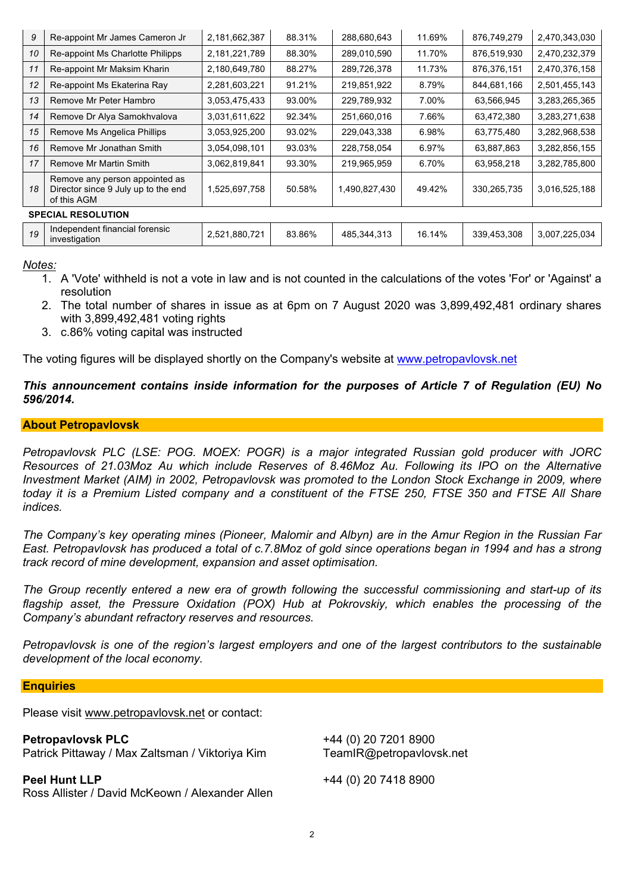| 9 | Re-appoint Mr James Cameron Jr | 2,181,662,387 | 88.31% | 288,680,643 | 11.69% | 876,749,279 | 2,470,343,030 |
|---|---|---|---|---|---|---|---|
| 10 | Re-appoint Ms Charlotte Philipps | 2,181,221,789 | 88.30% | 289,010,590 | 11.70% | 876,519,930 | 2,470,232,379 |
| 11 | Re-appoint Mr Maksim Kharin | 2,180,649,780 | 88.27% | 289,726,378 | 11.73% | 876,376,151 | 2,470,376,158 |
| 12 | Re-appoint Ms Ekaterina Ray | 2,281,603,221 | 91.21% | 219,851,922 | 8.79% | 844,681,166 | 2,501,455,143 |
| 13 | Remove Mr Peter Hambro | 3,053,475,433 | 93.00% | 229,789,932 | 7.00% | 63,566,945 | 3,283,265,365 |
| 14 | Remove Dr Alya Samokhvalova | 3,031,611,622 | 92.34% | 251,660,016 | 7.66% | 63,472,380 | 3,283,271,638 |
| 15 | Remove Ms Angelica Phillips | 3,053,925,200 | 93.02% | 229,043,338 | 6.98% | 63,775,480 | 3,282,968,538 |
| 16 | Remove Mr Jonathan Smith | 3,054,098,101 | 93.03% | 228,758,054 | 6.97% | 63,887,863 | 3,282,856,155 |
| 17 | Remove Mr Martin Smith | 3,062,819,841 | 93.30% | 219,965,959 | 6.70% | 63,958,218 | 3,282,785,800 |
| 18 | Remove any person appointed as Director since 9 July up to the end of this AGM | 1,525,697,758 | 50.58% | 1,490,827,430 | 49.42% | 330,265,735 | 3,016,525,188 |
| **SPECIAL RESOLUTION** | | | | | | | |
| 19 | Independent financial forensic investigation | 2,521,880,721 | 83.86% | 485,344,313 | 16.14% | 339,453,308 | 3,007,225,034 |

*Notes:*

1. A 'Vote' withheld is not a vote in law and is not counted in the calculations of the votes 'For' or 'Against' a resolution
2. The total number of shares in issue as at 6pm on 7 August 2020 was 3,899,492,481 ordinary shares with 3,899,492,481 voting rights
3. c.86% voting capital was instructed

The voting figures will be displayed shortly on the Company's website at www.petropavlovsk.net

***This announcement contains inside information for the purposes of Article 7 of Regulation (EU) No 596/2014.***

## About Petropavlovsk

*Petropavlovsk PLC (LSE: POG. MOEX: POGR) is a major integrated Russian gold producer with JORC Resources of 21.03Moz Au which include Reserves of 8.46Moz Au. Following its IPO on the Alternative Investment Market (AIM) in 2002, Petropavlovsk was promoted to the London Stock Exchange in 2009, where today it is a Premium Listed company and a constituent of the FTSE 250, FTSE 350 and FTSE All Share indices.*

*The Company's key operating mines (Pioneer, Malomir and Albyn) are in the Amur Region in the Russian Far East. Petropavlovsk has produced a total of c.7.8Moz of gold since operations began in 1994 and has a strong track record of mine development, expansion and asset optimisation.*

*The Group recently entered a new era of growth following the successful commissioning and start-up of its flagship asset, the Pressure Oxidation (POX) Hub at Pokrovskiy, which enables the processing of the Company's abundant refractory reserves and resources.*

*Petropavlovsk is one of the region's largest employers and one of the largest contributors to the sustainable development of the local economy.*

## Enquiries

Please visit www.petropavlovsk.net or contact:

**Petropavlovsk PLC**
Patrick Pittaway / Max Zaltsman / Viktoriya Kim
+44 (0) 20 7201 8900
TeamIR@petropavlovsk.net

**Peel Hunt LLP**
Ross Allister / David McKeown / Alexander Allen
+44 (0) 20 7418 8900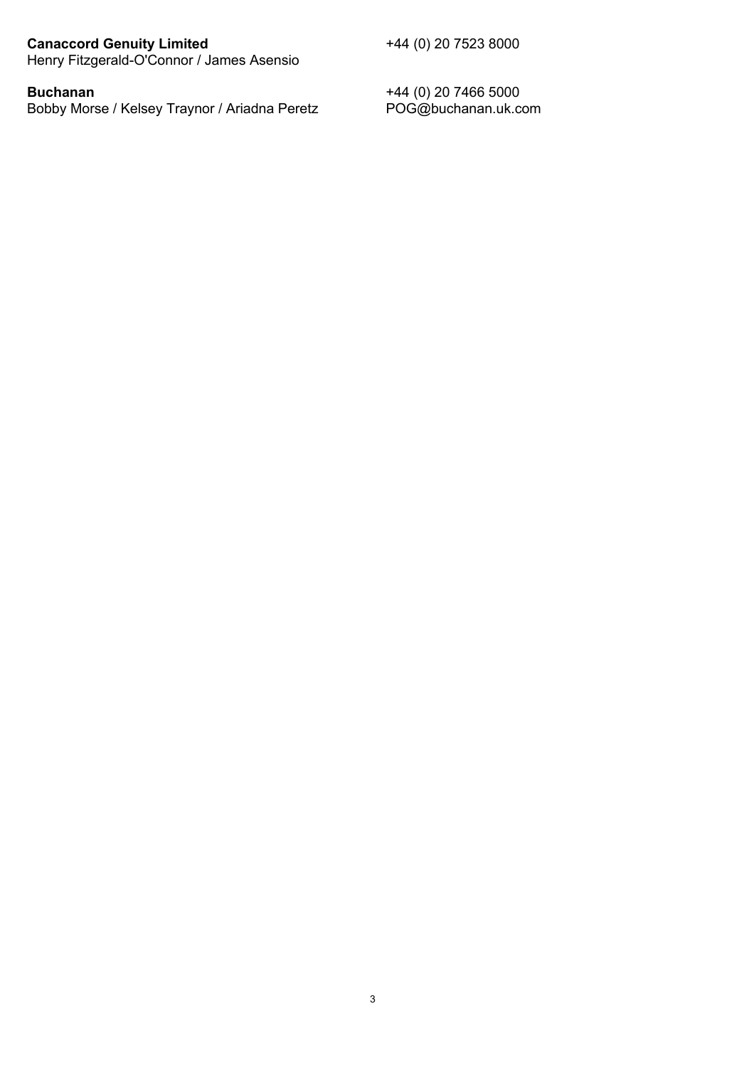| | |
|---|---|
| **Canaccord Genuity Limited**<br>Henry Fitzgerald-O'Connor / James Asensio | +44 (0) 20 7523 8000 |
| **Buchanan**<br>Bobby Morse / Kelsey Traynor / Ariadna Peretz | +44 (0) 20 7466 5000<br>POG@buchanan.uk.com |